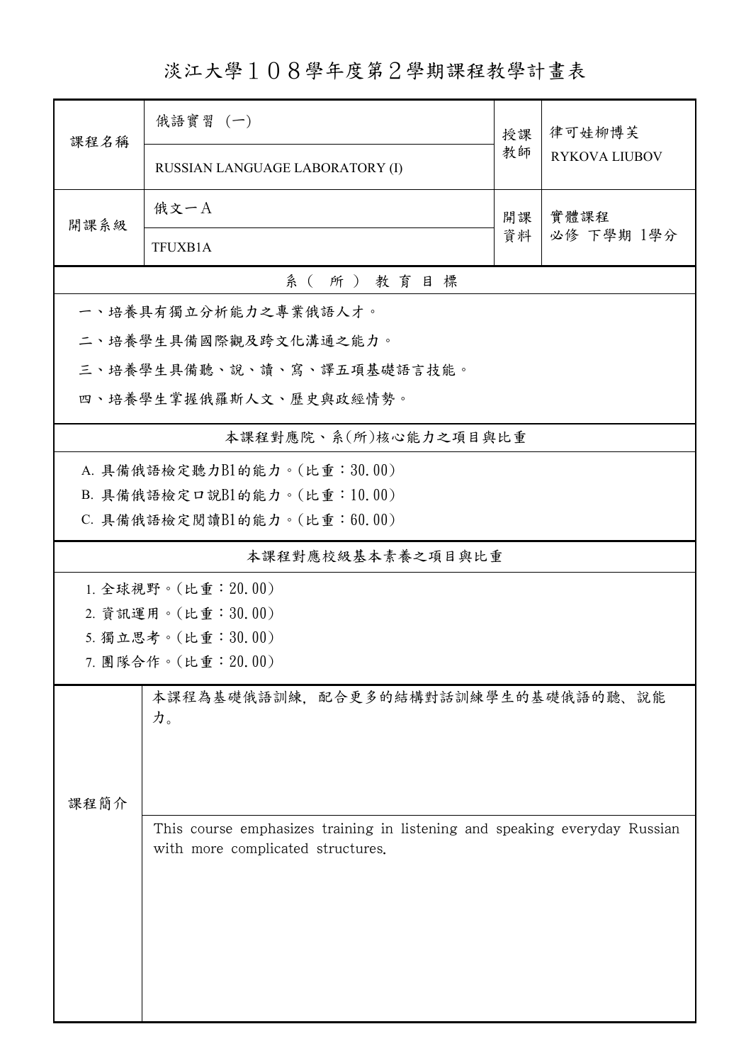# 淡江大學１０８學年度第２學期課程教學計畫表

| 課程名稱 | 俄語實習 (一) | 授課教師 | 律可娃柳博芙 |
|---|---|---|---|
| | RUSSIAN LANGUAGE LABORATORY (I) | | RYKOVA LIUBOV |
| 開課系級 | 俄文一A | 開課資料 | 實體課程<br>必修 下學期 1學分 |
| | TFUXB1A | | |

## 系（所）教育目標

一、培養具有獨立分析能力之專業俄語人才。

二、培養學生具備國際觀及跨文化溝通之能力。

三、培養學生具備聽、說、讀、寫、譯五項基礎語言技能。

四、培養學生掌握俄羅斯人文、歷史與政經情勢。

## 本課程對應院、系(所)核心能力之項目與比重

A. 具備俄語檢定聽力B1的能力。(比重：30.00)

B. 具備俄語檢定口說B1的能力。(比重：10.00)

C. 具備俄語檢定閱讀B1的能力。(比重：60.00)

## 本課程對應校級基本素養之項目與比重

1. 全球視野。(比重：20.00)
2. 資訊運用。(比重：30.00)
5. 獨立思考。(比重：30.00)
7. 團隊合作。(比重：20.00)

## 課程簡介

本課程為基礎俄語訓練，配合更多的結構對話訓練學生的基礎俄語的聽、說能力。

This course emphasizes training in listening and speaking everyday Russian with more complicated structures.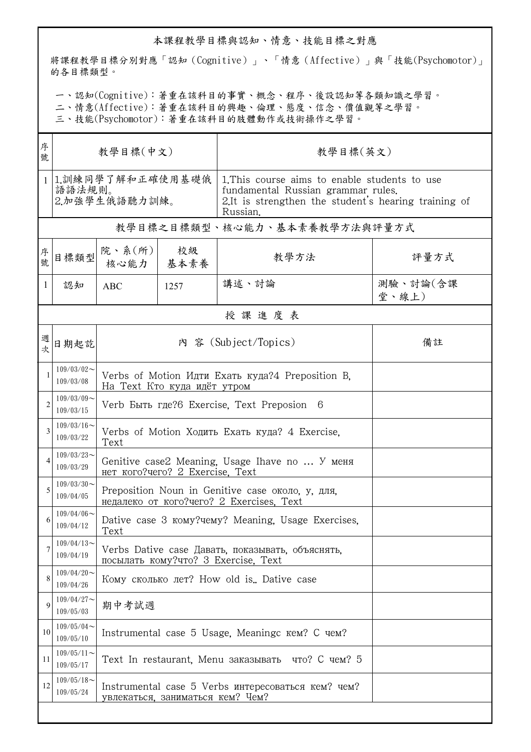## 本課程教學目標與認知、情意、技能目標之對應

將課程教學目標分別對應「認知（Cognitive）」、「情意（Affective）」與「技能(Psychomotor)」的各目標類型。

一、認知(Cognitive)：著重在該科目的事實、概念、程序、後設認知等各類知識之學習。
二、情意(Affective)：著重在該科目的興趣、倫理、態度、信念、價值觀等之學習。
三、技能(Psychomotor)：著重在該科目的肢體動作或技術操作之學習。

| 序號 | 教學目標(中文) | 教學目標(英文) |
|---|---|---|
| 1 | 1.訓練同學了解和正確使用基礎俄語語法規則。<br>2.加強學生俄語聽力訓練。 | 1.This course aims to enable students to use fundamental Russian grammar rules.<br>2.It is strengthen the student's hearing training of Russian. |

## 教學目標之目標類型、核心能力、基本素養教學方法與評量方式

| 序號 | 目標類型 | 院、系(所)核心能力 | 校級基本素養 | 教學方法 | 評量方式 |
|---|---|---|---|---|---|
| 1 | 認知 | ABC | 1257 | 講述、討論 | 測驗、討論(含課堂、線上) |

## 授 課 進 度 表

| 週次 | 日期起訖 | 內 容 (Subject/Topics) | 備註 |
|---|---|---|---|
| 1 | 109/03/02～109/03/08 | Verbs of Motion Идти Ехать куда?4 Preposition В, На Text Кто куда идёт утром | |
| 2 | 109/03/09～109/03/15 | Verb Быть где?6 Exercise, Text Preposion 6 | |
| 3 | 109/03/16～109/03/22 | Verbs of Motion Ходить Ехать куда? 4 Exercise, Text | |
| 4 | 109/03/23～109/03/29 | Genitive case2 Meaning, Usage Ihave no ... У меня нет кого?чего? 2 Exercise, Text | |
| 5 | 109/03/30～109/04/05 | Preposition Noun in Genitive case около, у, для, недалеко от кого?чего? 2 Exercises, Text | |
| 6 | 109/04/06～109/04/12 | Dative case 3 кому?чему? Meaning, Usage Exercises, Text | |
| 7 | 109/04/13～109/04/19 | Verbs Dative case Давать, показывать, объяснять, посылать кому?что? 3 Exercise, Text | |
| 8 | 109/04/20～109/04/26 | Кому сколько лет? How old is.. Dative case | |
| 9 | 109/04/27～109/05/03 | 期中考試週 | |
| 10 | 109/05/04～109/05/10 | Instrumental case 5 Usage, Meaningc кем? С чем? | |
| 11 | 109/05/11～109/05/17 | Text In restaurant, Menu заказывать что? С чем? 5 | |
| 12 | 109/05/18～109/05/24 | Instrumental case 5 Verbs интересоваться кем? чем? увлекаться, заниматься кем? Чем? | |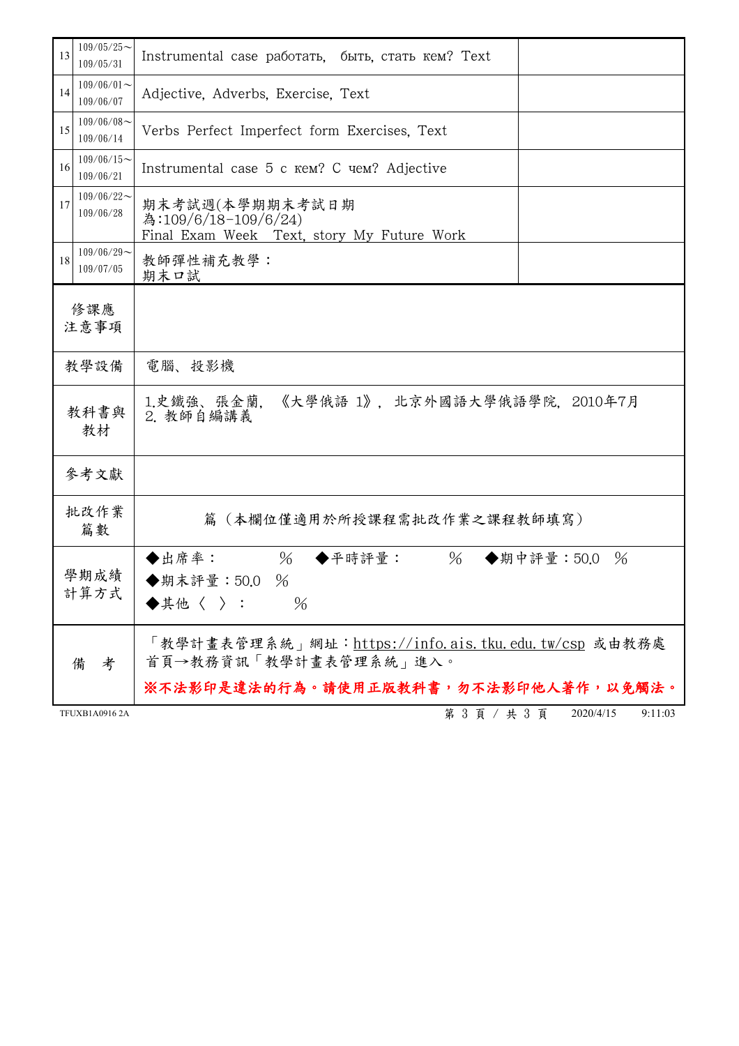| | | | |
|---|---|---|---|
| 13 | 109/05/25～<br>109/05/31 | Instrumental case работать, быть, стать кем? Text | |
| 14 | 109/06/01～<br>109/06/07 | Adjective, Adverbs, Exercise, Text | |
| 15 | 109/06/08～<br>109/06/14 | Verbs Perfect Imperfect form Exercises, Text | |
| 16 | 109/06/15～<br>109/06/21 | Instrumental case 5 с кем? С чем? Adjective | |
| 17 | 109/06/22～<br>109/06/28 | 期末考試週(本學期期末考試日期為:109/6/18-109/6/24)<br>Final Exam Week Text, story My Future Work | |
| 18 | 109/06/29～<br>109/07/05 | 教師彈性補充教學：<br>期末口試 | |

| | |
|---|---|
| 修課應注意事項 | |
| 教學設備 | 電腦、投影機 |
| 教科書與教材 | 1.史鐵強、張金蘭, 《大學俄語 1》, 北京外國語大學俄語學院, 2010年7月<br>2. 教師自編講義 |
| 參考文獻 | |
| 批改作業篇數 | 篇（本欄位僅適用於所授課程需批改作業之課程教師填寫） |
| 學期成績計算方式 | ◆出席率： %　◆平時評量： %　◆期中評量：50.0 %<br>◆期末評量：50.0 %<br>◆其他〈 〉： % |
| 備　考 | 「教學計畫表管理系統」網址：https://info.ais.tku.edu.tw/csp 或由教務處首頁→教務資訊「教學計畫表管理系統」進入。<br>**※不法影印是違法的行為。請使用正版教科書，勿不法影印他人著作，以免觸法。** |

TFUXB1A0916 2A　　2020/4/15　9:11:03